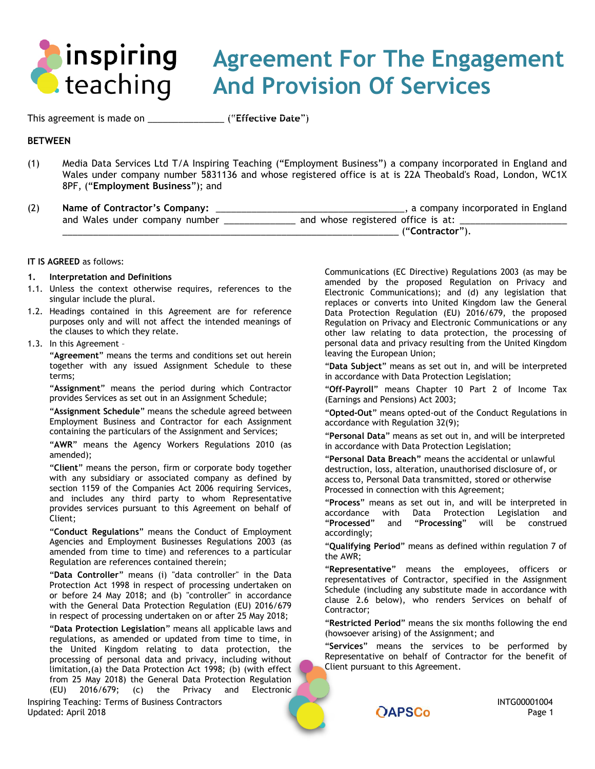# Agreement For The Engagement And Provision Of Services

This agreement is made on ______________ (**"Effective Date"**)

**BETWEEN**

(1) Media Data Services Ltd T/A Inspiring Teaching ("Employment Business") a company incorporated in England and Wales under company number 5831136 and whose registered office is at is 22A Theobald's Road, London, WC1X 8PF, ("**Employment Business**"); and

(2) **Name of Contractor's Company:** ____________________________________, a company incorporated in England and Wales under company number _____________ and whose registered office is at: ____________________ _________________________________________________________________ ("**Contractor**").

**IT IS AGREED** as follows:

**1. Interpretation and Definitions**

1.1. Unless the context otherwise requires, references to the singular include the plural.

1.2. Headings contained in this Agreement are for reference purposes only and will not affect the intended meanings of the clauses to which they relate.

1.3. In this Agreement –

"**Agreement**" means the terms and conditions set out herein together with any issued Assignment Schedule to these terms;

"**Assignment**" means the period during which Contractor provides Services as set out in an Assignment Schedule;

"**Assignment Schedule**" means the schedule agreed between Employment Business and Contractor for each Assignment containing the particulars of the Assignment and Services;

"**AWR**" means the Agency Workers Regulations 2010 (as amended);

"**Client**" means the person, firm or corporate body together with any subsidiary or associated company as defined by section 1159 of the Companies Act 2006 requiring Services, and includes any third party to whom Representative provides services pursuant to this Agreement on behalf of Client;

"**Conduct Regulations**" means the Conduct of Employment Agencies and Employment Businesses Regulations 2003 (as amended from time to time) and references to a particular Regulation are references contained therein;

"**Data Controller**" means (i) "data controller" in the Data Protection Act 1998 in respect of processing undertaken on or before 24 May 2018; and (b) "controller" in accordance with the General Data Protection Regulation (EU) 2016/679 in respect of processing undertaken on or after 25 May 2018;

"**Data Protection Legislation**" means all applicable laws and regulations, as amended or updated from time to time, in the United Kingdom relating to data protection, the processing of personal data and privacy, including without limitation,(a) the Data Protection Act 1998; (b) (with effect from 25 May 2018) the General Data Protection Regulation (EU) 2016/679; (c) the Privacy and Electronic Communications (EC Directive) Regulations 2003 (as may be amended by the proposed Regulation on Privacy and Electronic Communications); and (d) any legislation that replaces or converts into United Kingdom law the General Data Protection Regulation (EU) 2016/679, the proposed Regulation on Privacy and Electronic Communications or any other law relating to data protection, the processing of personal data and privacy resulting from the United Kingdom leaving the European Union;

"**Data Subject**" means as set out in, and will be interpreted in accordance with Data Protection Legislation;

"**Off-Payroll**" means Chapter 10 Part 2 of Income Tax (Earnings and Pensions) Act 2003;

"**Opted-Out**" means opted-out of the Conduct Regulations in accordance with Regulation 32(9);

"**Personal Data**" means as set out in, and will be interpreted in accordance with Data Protection Legislation;

"**Personal Data Breach**" means the accidental or unlawful destruction, loss, alteration, unauthorised disclosure of, or access to, Personal Data transmitted, stored or otherwise Processed in connection with this Agreement;

"**Process**" means as set out in, and will be interpreted in accordance with Data Protection Legislation and "**Processed**" and "**Processing**" will be construed accordingly;

"**Qualifying Period**" means as defined within regulation 7 of the AWR;

"**Representative**" means the employees, officers or representatives of Contractor, specified in the Assignment Schedule (including any substitute made in accordance with clause 2.6 below), who renders Services on behalf of Contractor;

"**Restricted Period**" means the six months following the end (howsoever arising) of the Assignment; and

"**Services**" means the services to be performed by Representative on behalf of Contractor for the benefit of Client pursuant to this Agreement.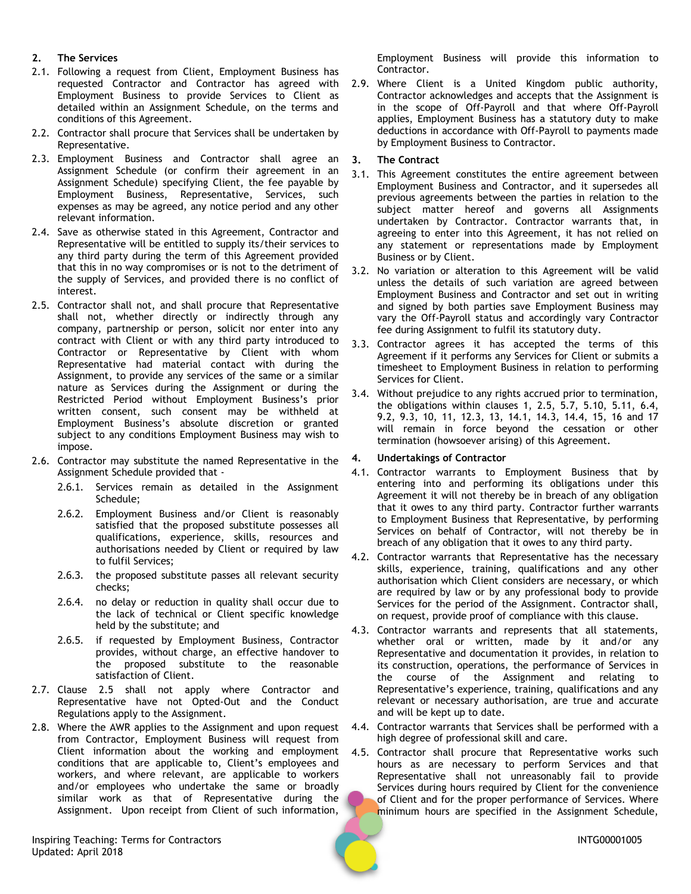## 2. The Services

2.1. Following a request from Client, Employment Business has requested Contractor and Contractor has agreed with Employment Business to provide Services to Client as detailed within an Assignment Schedule, on the terms and conditions of this Agreement.

2.2. Contractor shall procure that Services shall be undertaken by Representative.

2.3. Employment Business and Contractor shall agree an Assignment Schedule (or confirm their agreement in an Assignment Schedule) specifying Client, the fee payable by Employment Business, Representative, Services, such expenses as may be agreed, any notice period and any other relevant information.

2.4. Save as otherwise stated in this Agreement, Contractor and Representative will be entitled to supply its/their services to any third party during the term of this Agreement provided that this in no way compromises or is not to the detriment of the supply of Services, and provided there is no conflict of interest.

2.5. Contractor shall not, and shall procure that Representative shall not, whether directly or indirectly through any company, partnership or person, solicit nor enter into any contract with Client or with any third party introduced to Contractor or Representative by Client with whom Representative had material contact with during the Assignment, to provide any services of the same or a similar nature as Services during the Assignment or during the Restricted Period without Employment Business's prior written consent, such consent may be withheld at Employment Business's absolute discretion or granted subject to any conditions Employment Business may wish to impose.

2.6. Contractor may substitute the named Representative in the Assignment Schedule provided that -

2.6.1. Services remain as detailed in the Assignment Schedule;

2.6.2. Employment Business and/or Client is reasonably satisfied that the proposed substitute possesses all qualifications, experience, skills, resources and authorisations needed by Client or required by law to fulfil Services;

2.6.3. the proposed substitute passes all relevant security checks;

2.6.4. no delay or reduction in quality shall occur due to the lack of technical or Client specific knowledge held by the substitute; and

2.6.5. if requested by Employment Business, Contractor provides, without charge, an effective handover to the proposed substitute to the reasonable satisfaction of Client.

2.7. Clause 2.5 shall not apply where Contractor and Representative have not Opted-Out and the Conduct Regulations apply to the Assignment.

2.8. Where the AWR applies to the Assignment and upon request from Contractor, Employment Business will request from Client information about the working and employment conditions that are applicable to, Client's employees and workers, and where relevant, are applicable to workers and/or employees who undertake the same or broadly similar work as that of Representative during the Assignment. Upon receipt from Client of such information, Employment Business will provide this information to Contractor.

2.9. Where Client is a United Kingdom public authority, Contractor acknowledges and accepts that the Assignment is in the scope of Off-Payroll and that where Off-Payroll applies, Employment Business has a statutory duty to make deductions in accordance with Off-Payroll to payments made by Employment Business to Contractor.

## 3. The Contract

3.1. This Agreement constitutes the entire agreement between Employment Business and Contractor, and it supersedes all previous agreements between the parties in relation to the subject matter hereof and governs all Assignments undertaken by Contractor. Contractor warrants that, in agreeing to enter into this Agreement, it has not relied on any statement or representations made by Employment Business or by Client.

3.2. No variation or alteration to this Agreement will be valid unless the details of such variation are agreed between Employment Business and Contractor and set out in writing and signed by both parties save Employment Business may vary the Off-Payroll status and accordingly vary Contractor fee during Assignment to fulfil its statutory duty.

3.3. Contractor agrees it has accepted the terms of this Agreement if it performs any Services for Client or submits a timesheet to Employment Business in relation to performing Services for Client.

3.4. Without prejudice to any rights accrued prior to termination, the obligations within clauses 1, 2.5, 5.7, 5.10, 5.11, 6.4, 9.2, 9.3, 10, 11, 12.3, 13, 14.1, 14.3, 14.4, 15, 16 and 17 will remain in force beyond the cessation or other termination (howsoever arising) of this Agreement.

## 4. Undertakings of Contractor

4.1. Contractor warrants to Employment Business that by entering into and performing its obligations under this Agreement it will not thereby be in breach of any obligation that it owes to any third party. Contractor further warrants to Employment Business that Representative, by performing Services on behalf of Contractor, will not thereby be in breach of any obligation that it owes to any third party.

4.2. Contractor warrants that Representative has the necessary skills, experience, training, qualifications and any other authorisation which Client considers are necessary, or which are required by law or by any professional body to provide Services for the period of the Assignment. Contractor shall, on request, provide proof of compliance with this clause.

4.3. Contractor warrants and represents that all statements, whether oral or written, made by it and/or any Representative and documentation it provides, in relation to its construction, operations, the performance of Services in the course of the Assignment and relating to Representative's experience, training, qualifications and any relevant or necessary authorisation, are true and accurate and will be kept up to date.

4.4. Contractor warrants that Services shall be performed with a high degree of professional skill and care.

4.5. Contractor shall procure that Representative works such hours as are necessary to perform Services and that Representative shall not unreasonably fail to provide Services during hours required by Client for the convenience of Client and for the proper performance of Services. Where minimum hours are specified in the Assignment Schedule,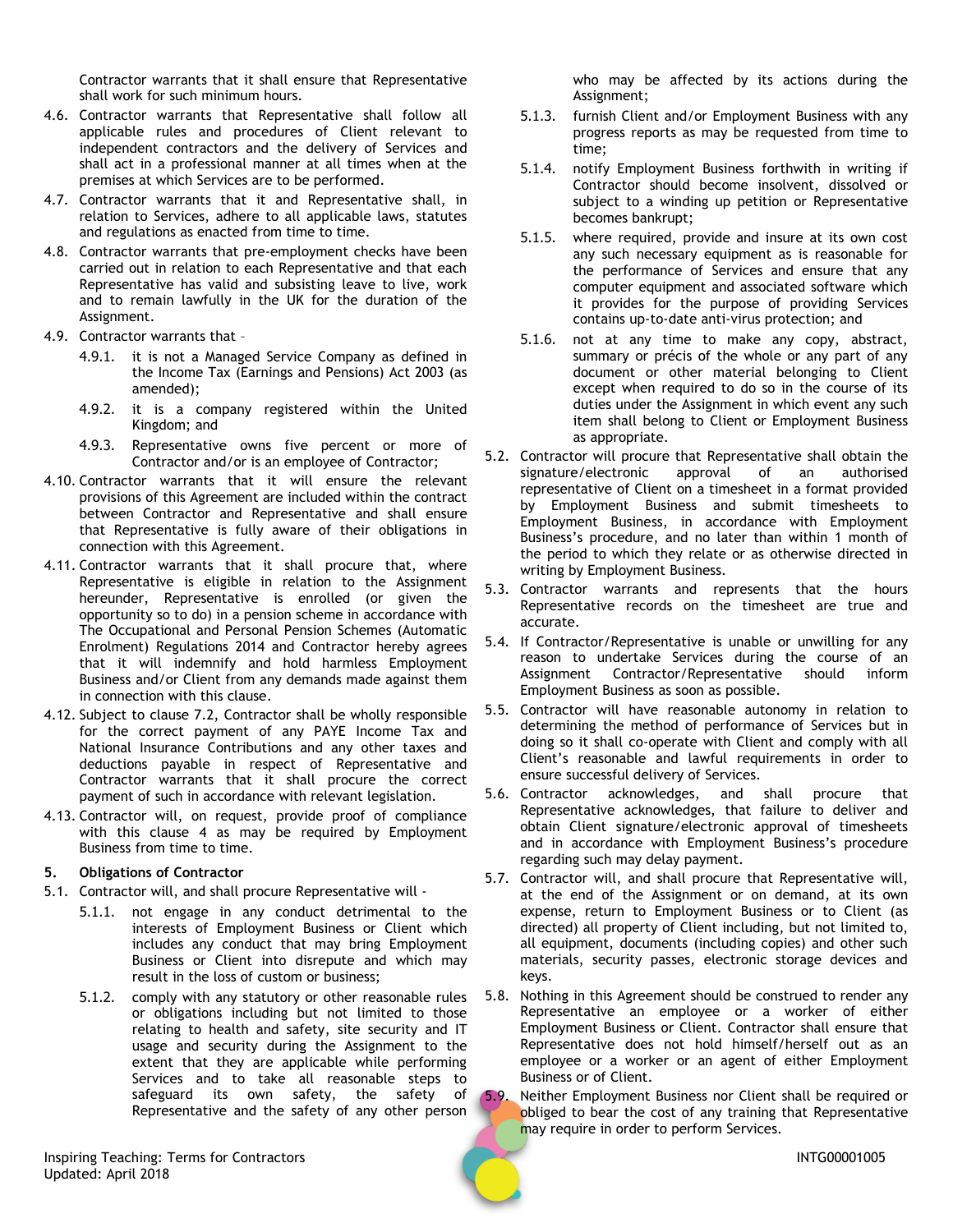Contractor warrants that it shall ensure that Representative shall work for such minimum hours.

4.6. Contractor warrants that Representative shall follow all applicable rules and procedures of Client relevant to independent contractors and the delivery of Services and shall act in a professional manner at all times when at the premises at which Services are to be performed.

4.7. Contractor warrants that it and Representative shall, in relation to Services, adhere to all applicable laws, statutes and regulations as enacted from time to time.

4.8. Contractor warrants that pre-employment checks have been carried out in relation to each Representative and that each Representative has valid and subsisting leave to live, work and to remain lawfully in the UK for the duration of the Assignment.

4.9. Contractor warrants that –

4.9.1. it is not a Managed Service Company as defined in the Income Tax (Earnings and Pensions) Act 2003 (as amended);

4.9.2. it is a company registered within the United Kingdom; and

4.9.3. Representative owns five percent or more of Contractor and/or is an employee of Contractor;

4.10. Contractor warrants that it will ensure the relevant provisions of this Agreement are included within the contract between Contractor and Representative and shall ensure that Representative is fully aware of their obligations in connection with this Agreement.

4.11. Contractor warrants that it shall procure that, where Representative is eligible in relation to the Assignment hereunder, Representative is enrolled (or given the opportunity so to do) in a pension scheme in accordance with The Occupational and Personal Pension Schemes (Automatic Enrolment) Regulations 2014 and Contractor hereby agrees that it will indemnify and hold harmless Employment Business and/or Client from any demands made against them in connection with this clause.

4.12. Subject to clause 7.2, Contractor shall be wholly responsible for the correct payment of any PAYE Income Tax and National Insurance Contributions and any other taxes and deductions payable in respect of Representative and Contractor warrants that it shall procure the correct payment of such in accordance with relevant legislation.

4.13. Contractor will, on request, provide proof of compliance with this clause 4 as may be required by Employment Business from time to time.

## 5. Obligations of Contractor

5.1. Contractor will, and shall procure Representative will -

5.1.1. not engage in any conduct detrimental to the interests of Employment Business or Client which includes any conduct that may bring Employment Business or Client into disrepute and which may result in the loss of custom or business;

5.1.2. comply with any statutory or other reasonable rules or obligations including but not limited to those relating to health and safety, site security and IT usage and security during the Assignment to the extent that they are applicable while performing Services and to take all reasonable steps to safeguard its own safety, the safety of Representative and the safety of any other person who may be affected by its actions during the Assignment;

5.1.3. furnish Client and/or Employment Business with any progress reports as may be requested from time to time;

5.1.4. notify Employment Business forthwith in writing if Contractor should become insolvent, dissolved or subject to a winding up petition or Representative becomes bankrupt;

5.1.5. where required, provide and insure at its own cost any such necessary equipment as is reasonable for the performance of Services and ensure that any computer equipment and associated software which it provides for the purpose of providing Services contains up-to-date anti-virus protection; and

5.1.6. not at any time to make any copy, abstract, summary or précis of the whole or any part of any document or other material belonging to Client except when required to do so in the course of its duties under the Assignment in which event any such item shall belong to Client or Employment Business as appropriate.

5.2. Contractor will procure that Representative shall obtain the signature/electronic approval of an authorised representative of Client on a timesheet in a format provided by Employment Business and submit timesheets to Employment Business, in accordance with Employment Business's procedure, and no later than within 1 month of the period to which they relate or as otherwise directed in writing by Employment Business.

5.3. Contractor warrants and represents that the hours Representative records on the timesheet are true and accurate.

5.4. If Contractor/Representative is unable or unwilling for any reason to undertake Services during the course of an Assignment Contractor/Representative should inform Employment Business as soon as possible.

5.5. Contractor will have reasonable autonomy in relation to determining the method of performance of Services but in doing so it shall co-operate with Client and comply with all Client's reasonable and lawful requirements in order to ensure successful delivery of Services.

5.6. Contractor acknowledges, and shall procure that Representative acknowledges, that failure to deliver and obtain Client signature/electronic approval of timesheets and in accordance with Employment Business's procedure regarding such may delay payment.

5.7. Contractor will, and shall procure that Representative will, at the end of the Assignment or on demand, at its own expense, return to Employment Business or to Client (as directed) all property of Client including, but not limited to, all equipment, documents (including copies) and other such materials, security passes, electronic storage devices and keys.

5.8. Nothing in this Agreement should be construed to render any Representative an employee or a worker of either Employment Business or Client. Contractor shall ensure that Representative does not hold himself/herself out as an employee or a worker or an agent of either Employment Business or of Client.

5.9. Neither Employment Business nor Client shall be required or obliged to bear the cost of any training that Representative may require in order to perform Services.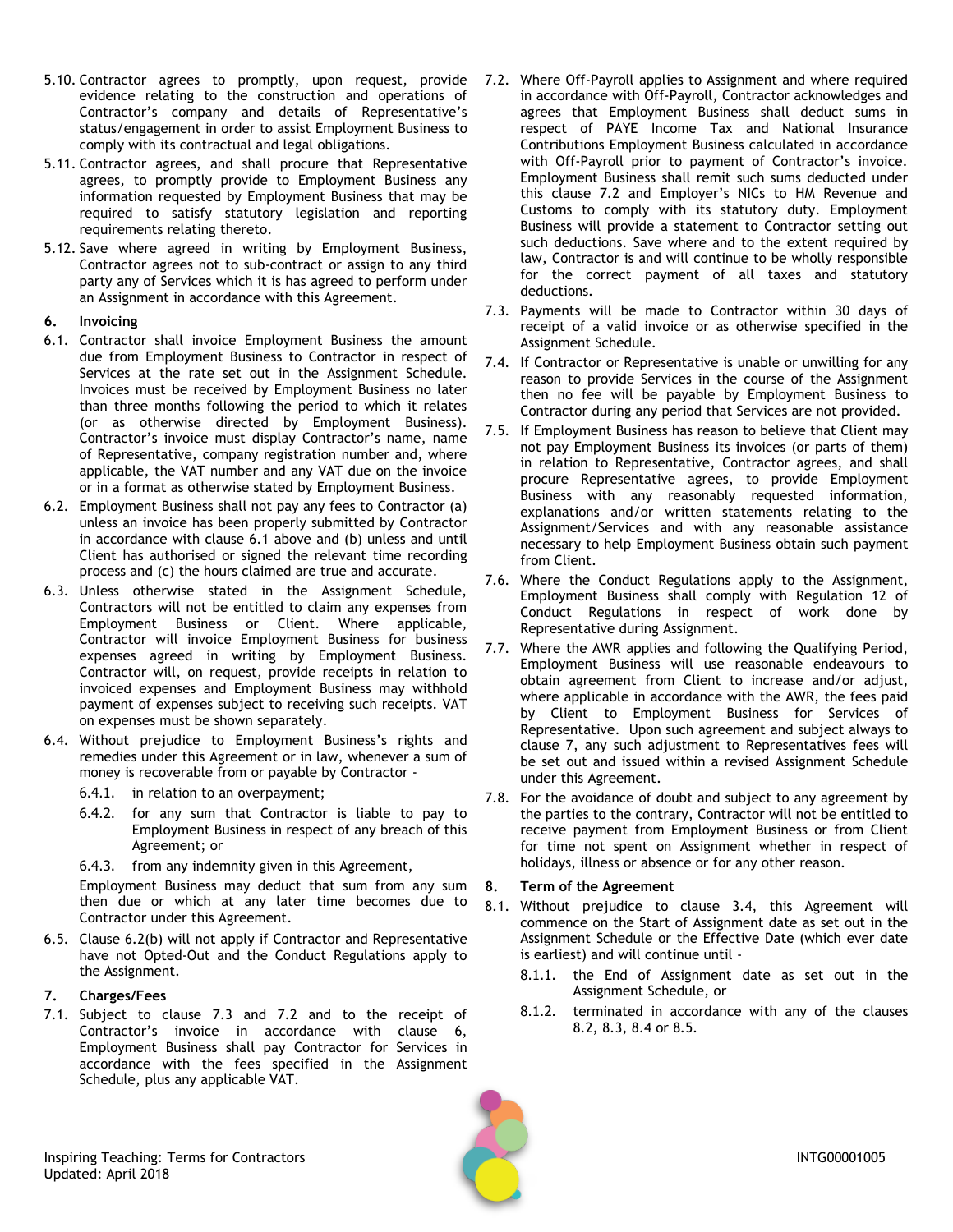5.10. Contractor agrees to promptly, upon request, provide evidence relating to the construction and operations of Contractor's company and details of Representative's status/engagement in order to assist Employment Business to comply with its contractual and legal obligations.

5.11. Contractor agrees, and shall procure that Representative agrees, to promptly provide to Employment Business any information requested by Employment Business that may be required to satisfy statutory legislation and reporting requirements relating thereto.

5.12. Save where agreed in writing by Employment Business, Contractor agrees not to sub-contract or assign to any third party any of Services which it is has agreed to perform under an Assignment in accordance with this Agreement.

**6. Invoicing**

6.1. Contractor shall invoice Employment Business the amount due from Employment Business to Contractor in respect of Services at the rate set out in the Assignment Schedule. Invoices must be received by Employment Business no later than three months following the period to which it relates (or as otherwise directed by Employment Business). Contractor's invoice must display Contractor's name, name of Representative, company registration number and, where applicable, the VAT number and any VAT due on the invoice or in a format as otherwise stated by Employment Business.

6.2. Employment Business shall not pay any fees to Contractor (a) unless an invoice has been properly submitted by Contractor in accordance with clause 6.1 above and (b) unless and until Client has authorised or signed the relevant time recording process and (c) the hours claimed are true and accurate.

6.3. Unless otherwise stated in the Assignment Schedule, Contractors will not be entitled to claim any expenses from Employment Business or Client. Where applicable, Contractor will invoice Employment Business for business expenses agreed in writing by Employment Business. Contractor will, on request, provide receipts in relation to invoiced expenses and Employment Business may withhold payment of expenses subject to receiving such receipts. VAT on expenses must be shown separately.

6.4. Without prejudice to Employment Business's rights and remedies under this Agreement or in law, whenever a sum of money is recoverable from or payable by Contractor -

6.4.1. in relation to an overpayment;

6.4.2. for any sum that Contractor is liable to pay to Employment Business in respect of any breach of this Agreement; or

6.4.3. from any indemnity given in this Agreement,

Employment Business may deduct that sum from any sum then due or which at any later time becomes due to Contractor under this Agreement.

6.5. Clause 6.2(b) will not apply if Contractor and Representative have not Opted-Out and the Conduct Regulations apply to the Assignment.

**7. Charges/Fees**

7.1. Subject to clause 7.3 and 7.2 and to the receipt of Contractor's invoice in accordance with clause 6, Employment Business shall pay Contractor for Services in accordance with the fees specified in the Assignment Schedule, plus any applicable VAT.

7.2. Where Off-Payroll applies to Assignment and where required in accordance with Off-Payroll, Contractor acknowledges and agrees that Employment Business shall deduct sums in respect of PAYE Income Tax and National Insurance Contributions Employment Business calculated in accordance with Off-Payroll prior to payment of Contractor's invoice. Employment Business shall remit such sums deducted under this clause 7.2 and Employer's NICs to HM Revenue and Customs to comply with its statutory duty. Employment Business will provide a statement to Contractor setting out such deductions. Save where and to the extent required by law, Contractor is and will continue to be wholly responsible for the correct payment of all taxes and statutory deductions.

7.3. Payments will be made to Contractor within 30 days of receipt of a valid invoice or as otherwise specified in the Assignment Schedule.

7.4. If Contractor or Representative is unable or unwilling for any reason to provide Services in the course of the Assignment then no fee will be payable by Employment Business to Contractor during any period that Services are not provided.

7.5. If Employment Business has reason to believe that Client may not pay Employment Business its invoices (or parts of them) in relation to Representative, Contractor agrees, and shall procure Representative agrees, to provide Employment Business with any reasonably requested information, explanations and/or written statements relating to the Assignment/Services and with any reasonable assistance necessary to help Employment Business obtain such payment from Client.

7.6. Where the Conduct Regulations apply to the Assignment, Employment Business shall comply with Regulation 12 of Conduct Regulations in respect of work done by Representative during Assignment.

7.7. Where the AWR applies and following the Qualifying Period, Employment Business will use reasonable endeavours to obtain agreement from Client to increase and/or adjust, where applicable in accordance with the AWR, the fees paid by Client to Employment Business for Services of Representative. Upon such agreement and subject always to clause 7, any such adjustment to Representatives fees will be set out and issued within a revised Assignment Schedule under this Agreement.

7.8. For the avoidance of doubt and subject to any agreement by the parties to the contrary, Contractor will not be entitled to receive payment from Employment Business or from Client for time not spent on Assignment whether in respect of holidays, illness or absence or for any other reason.

**8. Term of the Agreement**

8.1. Without prejudice to clause 3.4, this Agreement will commence on the Start of Assignment date as set out in the Assignment Schedule or the Effective Date (which ever date is earliest) and will continue until -

8.1.1. the End of Assignment date as set out in the Assignment Schedule, or

8.1.2. terminated in accordance with any of the clauses 8.2, 8.3, 8.4 or 8.5.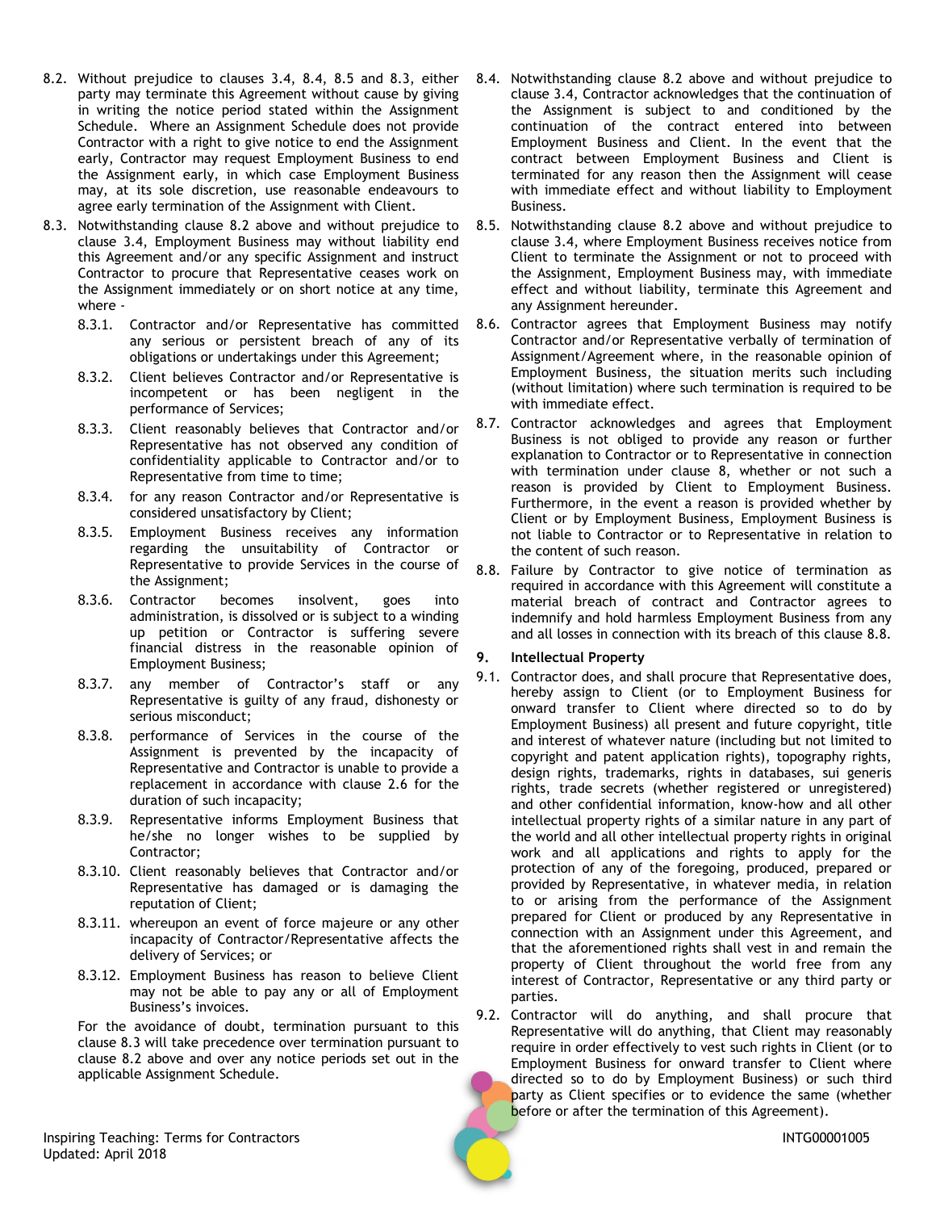8.2. Without prejudice to clauses 3.4, 8.4, 8.5 and 8.3, either party may terminate this Agreement without cause by giving in writing the notice period stated within the Assignment Schedule. Where an Assignment Schedule does not provide Contractor with a right to give notice to end the Assignment early, Contractor may request Employment Business to end the Assignment early, in which case Employment Business may, at its sole discretion, use reasonable endeavours to agree early termination of the Assignment with Client.

8.3. Notwithstanding clause 8.2 above and without prejudice to clause 3.4, Employment Business may without liability end this Agreement and/or any specific Assignment and instruct Contractor to procure that Representative ceases work on the Assignment immediately or on short notice at any time, where -

- 8.3.1. Contractor and/or Representative has committed any serious or persistent breach of any of its obligations or undertakings under this Agreement;
- 8.3.2. Client believes Contractor and/or Representative is incompetent or has been negligent in the performance of Services;
- 8.3.3. Client reasonably believes that Contractor and/or Representative has not observed any condition of confidentiality applicable to Contractor and/or to Representative from time to time;
- 8.3.4. for any reason Contractor and/or Representative is considered unsatisfactory by Client;
- 8.3.5. Employment Business receives any information regarding the unsuitability of Contractor or Representative to provide Services in the course of the Assignment;
- 8.3.6. Contractor becomes insolvent, goes into administration, is dissolved or is subject to a winding up petition or Contractor is suffering severe financial distress in the reasonable opinion of Employment Business;
- 8.3.7. any member of Contractor's staff or any Representative is guilty of any fraud, dishonesty or serious misconduct;
- 8.3.8. performance of Services in the course of the Assignment is prevented by the incapacity of Representative and Contractor is unable to provide a replacement in accordance with clause 2.6 for the duration of such incapacity;
- 8.3.9. Representative informs Employment Business that he/she no longer wishes to be supplied by Contractor;
- 8.3.10. Client reasonably believes that Contractor and/or Representative has damaged or is damaging the reputation of Client;
- 8.3.11. whereupon an event of force majeure or any other incapacity of Contractor/Representative affects the delivery of Services; or
- 8.3.12. Employment Business has reason to believe Client may not be able to pay any or all of Employment Business's invoices.

For the avoidance of doubt, termination pursuant to this clause 8.3 will take precedence over termination pursuant to clause 8.2 above and over any notice periods set out in the applicable Assignment Schedule.

8.4. Notwithstanding clause 8.2 above and without prejudice to clause 3.4, Contractor acknowledges that the continuation of the Assignment is subject to and conditioned by the continuation of the contract entered into between Employment Business and Client. In the event that the contract between Employment Business and Client is terminated for any reason then the Assignment will cease with immediate effect and without liability to Employment Business.

8.5. Notwithstanding clause 8.2 above and without prejudice to clause 3.4, where Employment Business receives notice from Client to terminate the Assignment or not to proceed with the Assignment, Employment Business may, with immediate effect and without liability, terminate this Agreement and any Assignment hereunder.

8.6. Contractor agrees that Employment Business may notify Contractor and/or Representative verbally of termination of Assignment/Agreement where, in the reasonable opinion of Employment Business, the situation merits such including (without limitation) where such termination is required to be with immediate effect.

8.7. Contractor acknowledges and agrees that Employment Business is not obliged to provide any reason or further explanation to Contractor or to Representative in connection with termination under clause 8, whether or not such a reason is provided by Client to Employment Business. Furthermore, in the event a reason is provided whether by Client or by Employment Business, Employment Business is not liable to Contractor or to Representative in relation to the content of such reason.

8.8. Failure by Contractor to give notice of termination as required in accordance with this Agreement will constitute a material breach of contract and Contractor agrees to indemnify and hold harmless Employment Business from any and all losses in connection with its breach of this clause 8.8.

## 9. Intellectual Property

9.1. Contractor does, and shall procure that Representative does, hereby assign to Client (or to Employment Business for onward transfer to Client where directed so to do by Employment Business) all present and future copyright, title and interest of whatever nature (including but not limited to copyright and patent application rights), topography rights, design rights, trademarks, rights in databases, sui generis rights, trade secrets (whether registered or unregistered) and other confidential information, know-how and all other intellectual property rights of a similar nature in any part of the world and all other intellectual property rights in original work and all applications and rights to apply for the protection of any of the foregoing, produced, prepared or provided by Representative, in whatever media, in relation to or arising from the performance of the Assignment prepared for Client or produced by any Representative in connection with an Assignment under this Agreement, and that the aforementioned rights shall vest in and remain the property of Client throughout the world free from any interest of Contractor, Representative or any third party or parties.

9.2. Contractor will do anything, and shall procure that Representative will do anything, that Client may reasonably require in order effectively to vest such rights in Client (or to Employment Business for onward transfer to Client where directed so to do by Employment Business) or such third party as Client specifies or to evidence the same (whether before or after the termination of this Agreement).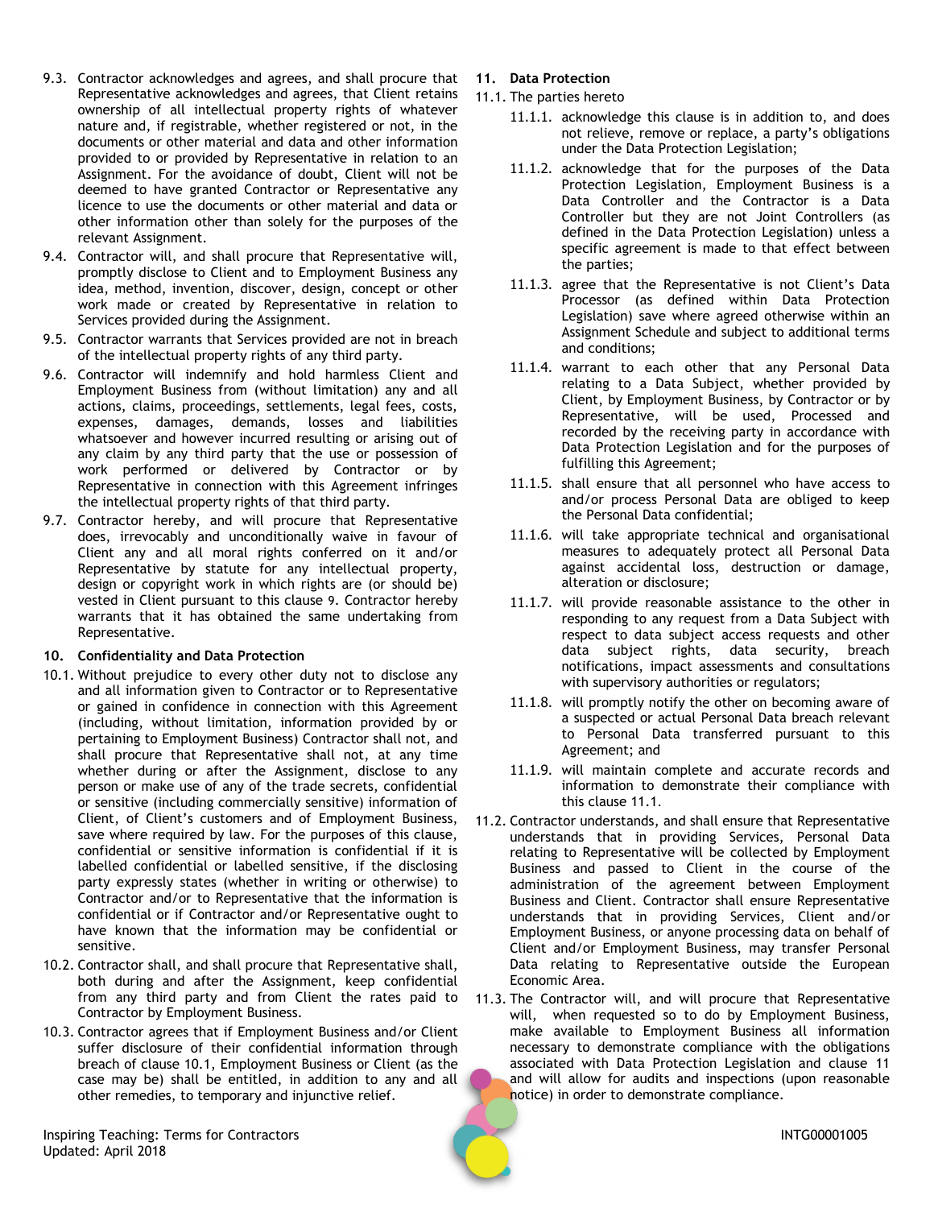9.3. Contractor acknowledges and agrees, and shall procure that Representative acknowledges and agrees, that Client retains ownership of all intellectual property rights of whatever nature and, if registrable, whether registered or not, in the documents or other material and data and other information provided to or provided by Representative in relation to an Assignment. For the avoidance of doubt, Client will not be deemed to have granted Contractor or Representative any licence to use the documents or other material and data or other information other than solely for the purposes of the relevant Assignment.

9.4. Contractor will, and shall procure that Representative will, promptly disclose to Client and to Employment Business any idea, method, invention, discover, design, concept or other work made or created by Representative in relation to Services provided during the Assignment.

9.5. Contractor warrants that Services provided are not in breach of the intellectual property rights of any third party.

9.6. Contractor will indemnify and hold harmless Client and Employment Business from (without limitation) any and all actions, claims, proceedings, settlements, legal fees, costs, expenses, damages, demands, losses and liabilities whatsoever and however incurred resulting or arising out of any claim by any third party that the use or possession of work performed or delivered by Contractor or by Representative in connection with this Agreement infringes the intellectual property rights of that third party.

9.7. Contractor hereby, and will procure that Representative does, irrevocably and unconditionally waive in favour of Client any and all moral rights conferred on it and/or Representative by statute for any intellectual property, design or copyright work in which rights are (or should be) vested in Client pursuant to this clause 9. Contractor hereby warrants that it has obtained the same undertaking from Representative.

## 10. Confidentiality and Data Protection

10.1. Without prejudice to every other duty not to disclose any and all information given to Contractor or to Representative or gained in confidence in connection with this Agreement (including, without limitation, information provided by or pertaining to Employment Business) Contractor shall not, and shall procure that Representative shall not, at any time whether during or after the Assignment, disclose to any person or make use of any of the trade secrets, confidential or sensitive (including commercially sensitive) information of Client, of Client's customers and of Employment Business, save where required by law. For the purposes of this clause, confidential or sensitive information is confidential if it is labelled confidential or labelled sensitive, if the disclosing party expressly states (whether in writing or otherwise) to Contractor and/or to Representative that the information is confidential or if Contractor and/or Representative ought to have known that the information may be confidential or sensitive.

10.2. Contractor shall, and shall procure that Representative shall, both during and after the Assignment, keep confidential from any third party and from Client the rates paid to Contractor by Employment Business.

10.3. Contractor agrees that if Employment Business and/or Client suffer disclosure of their confidential information through breach of clause 10.1, Employment Business or Client (as the case may be) shall be entitled, in addition to any and all other remedies, to temporary and injunctive relief.

## 11. Data Protection

11.1. The parties hereto

11.1.1. acknowledge this clause is in addition to, and does not relieve, remove or replace, a party's obligations under the Data Protection Legislation;

11.1.2. acknowledge that for the purposes of the Data Protection Legislation, Employment Business is a Data Controller and the Contractor is a Data Controller but they are not Joint Controllers (as defined in the Data Protection Legislation) unless a specific agreement is made to that effect between the parties;

11.1.3. agree that the Representative is not Client's Data Processor (as defined within Data Protection Legislation) save where agreed otherwise within an Assignment Schedule and subject to additional terms and conditions;

11.1.4. warrant to each other that any Personal Data relating to a Data Subject, whether provided by Client, by Employment Business, by Contractor or by Representative, will be used, Processed and recorded by the receiving party in accordance with Data Protection Legislation and for the purposes of fulfilling this Agreement;

11.1.5. shall ensure that all personnel who have access to and/or process Personal Data are obliged to keep the Personal Data confidential;

11.1.6. will take appropriate technical and organisational measures to adequately protect all Personal Data against accidental loss, destruction or damage, alteration or disclosure;

11.1.7. will provide reasonable assistance to the other in responding to any request from a Data Subject with respect to data subject access requests and other data subject rights, data security, breach notifications, impact assessments and consultations with supervisory authorities or regulators;

11.1.8. will promptly notify the other on becoming aware of a suspected or actual Personal Data breach relevant to Personal Data transferred pursuant to this Agreement; and

11.1.9. will maintain complete and accurate records and information to demonstrate their compliance with this clause 11.1.

11.2. Contractor understands, and shall ensure that Representative understands that in providing Services, Personal Data relating to Representative will be collected by Employment Business and passed to Client in the course of the administration of the agreement between Employment Business and Client. Contractor shall ensure Representative understands that in providing Services, Client and/or Employment Business, or anyone processing data on behalf of Client and/or Employment Business, may transfer Personal Data relating to Representative outside the European Economic Area.

11.3. The Contractor will, and will procure that Representative will, when requested so to do by Employment Business, make available to Employment Business all information necessary to demonstrate compliance with the obligations associated with Data Protection Legislation and clause 11 and will allow for audits and inspections (upon reasonable notice) in order to demonstrate compliance.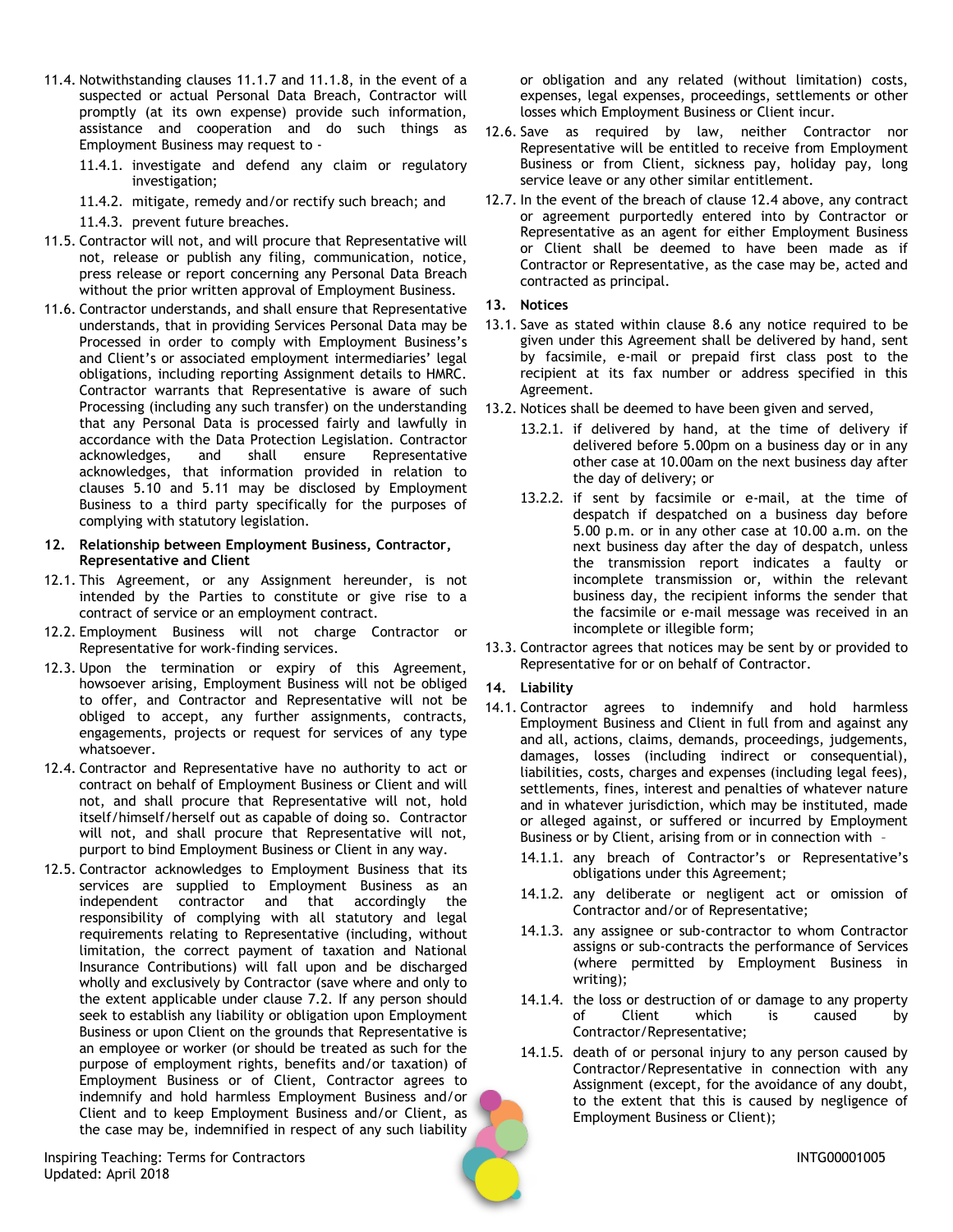11.4. Notwithstanding clauses 11.1.7 and 11.1.8, in the event of a suspected or actual Personal Data Breach, Contractor will promptly (at its own expense) provide such information, assistance and cooperation and do such things as Employment Business may request to -

   11.4.1. investigate and defend any claim or regulatory investigation;

   11.4.2. mitigate, remedy and/or rectify such breach; and

   11.4.3. prevent future breaches.

11.5. Contractor will not, and will procure that Representative will not, release or publish any filing, communication, notice, press release or report concerning any Personal Data Breach without the prior written approval of Employment Business.

11.6. Contractor understands, and shall ensure that Representative understands, that in providing Services Personal Data may be Processed in order to comply with Employment Business's and Client's or associated employment intermediaries' legal obligations, including reporting Assignment details to HMRC. Contractor warrants that Representative is aware of such Processing (including any such transfer) on the understanding that any Personal Data is processed fairly and lawfully in accordance with the Data Protection Legislation. Contractor acknowledges, and shall ensure Representative acknowledges, that information provided in relation to clauses 5.10 and 5.11 may be disclosed by Employment Business to a third party specifically for the purposes of complying with statutory legislation.

## 12. Relationship between Employment Business, Contractor, Representative and Client

12.1. This Agreement, or any Assignment hereunder, is not intended by the Parties to constitute or give rise to a contract of service or an employment contract.

12.2. Employment Business will not charge Contractor or Representative for work-finding services.

12.3. Upon the termination or expiry of this Agreement, howsoever arising, Employment Business will not be obliged to offer, and Contractor and Representative will not be obliged to accept, any further assignments, contracts, engagements, projects or request for services of any type whatsoever.

12.4. Contractor and Representative have no authority to act or contract on behalf of Employment Business or Client and will not, and shall procure that Representative will not, hold itself/himself/herself out as capable of doing so. Contractor will not, and shall procure that Representative will not, purport to bind Employment Business or Client in any way.

12.5. Contractor acknowledges to Employment Business that its services are supplied to Employment Business as an independent contractor and that accordingly the responsibility of complying with all statutory and legal requirements relating to Representative (including, without limitation, the correct payment of taxation and National Insurance Contributions) will fall upon and be discharged wholly and exclusively by Contractor (save where and only to the extent applicable under clause 7.2. If any person should seek to establish any liability or obligation upon Employment Business or upon Client on the grounds that Representative is an employee or worker (or should be treated as such for the purpose of employment rights, benefits and/or taxation) of Employment Business or of Client, Contractor agrees to indemnify and hold harmless Employment Business and/or Client and to keep Employment Business and/or Client, as the case may be, indemnified in respect of any such liability or obligation and any related (without limitation) costs, expenses, legal expenses, proceedings, settlements or other losses which Employment Business or Client incur.

12.6. Save as required by law, neither Contractor nor Representative will be entitled to receive from Employment Business or from Client, sickness pay, holiday pay, long service leave or any other similar entitlement.

12.7. In the event of the breach of clause 12.4 above, any contract or agreement purportedly entered into by Contractor or Representative as an agent for either Employment Business or Client shall be deemed to have been made as if Contractor or Representative, as the case may be, acted and contracted as principal.

## 13. Notices

13.1. Save as stated within clause 8.6 any notice required to be given under this Agreement shall be delivered by hand, sent by facsimile, e-mail or prepaid first class post to the recipient at its fax number or address specified in this Agreement.

13.2. Notices shall be deemed to have been given and served,

   13.2.1. if delivered by hand, at the time of delivery if delivered before 5.00pm on a business day or in any other case at 10.00am on the next business day after the day of delivery; or

   13.2.2. if sent by facsimile or e-mail, at the time of despatch if despatched on a business day before 5.00 p.m. or in any other case at 10.00 a.m. on the next business day after the day of despatch, unless the transmission report indicates a faulty or incomplete transmission or, within the relevant business day, the recipient informs the sender that the facsimile or e-mail message was received in an incomplete or illegible form;

13.3. Contractor agrees that notices may be sent by or provided to Representative for or on behalf of Contractor.

## 14. Liability

14.1. Contractor agrees to indemnify and hold harmless Employment Business and Client in full from and against any and all, actions, claims, demands, proceedings, judgements, damages, losses (including indirect or consequential), liabilities, costs, charges and expenses (including legal fees), settlements, fines, interest and penalties of whatever nature and in whatever jurisdiction, which may be instituted, made or alleged against, or suffered or incurred by Employment Business or by Client, arising from or in connection with -

   14.1.1. any breach of Contractor's or Representative's obligations under this Agreement;

   14.1.2. any deliberate or negligent act or omission of Contractor and/or of Representative;

   14.1.3. any assignee or sub-contractor to whom Contractor assigns or sub-contracts the performance of Services (where permitted by Employment Business in writing);

   14.1.4. the loss or destruction of or damage to any property of Client which is caused by Contractor/Representative;

   14.1.5. death of or personal injury to any person caused by Contractor/Representative in connection with any Assignment (except, for the avoidance of any doubt, to the extent that this is caused by negligence of Employment Business or Client);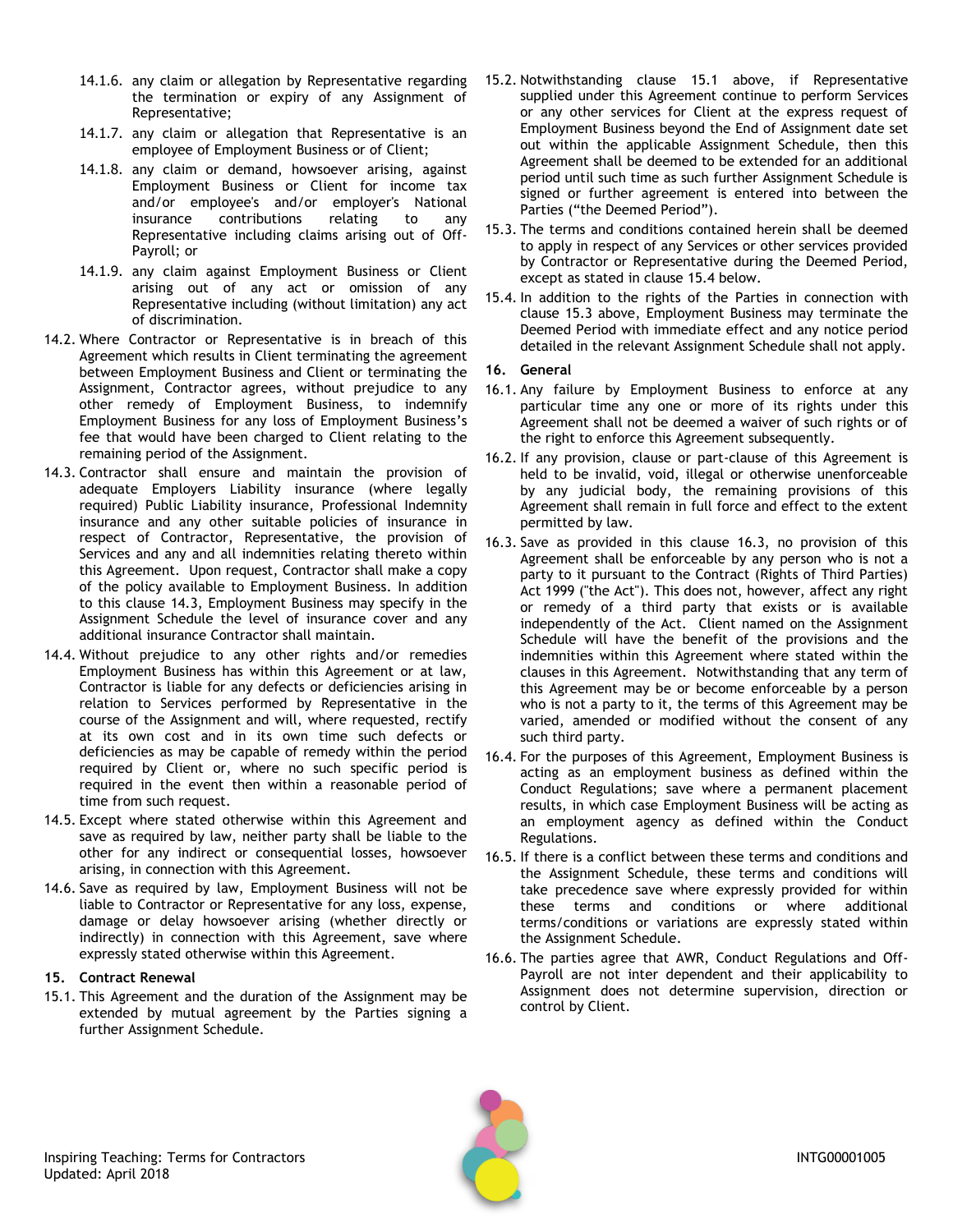14.1.6. any claim or allegation by Representative regarding the termination or expiry of any Assignment of Representative;

14.1.7. any claim or allegation that Representative is an employee of Employment Business or of Client;

14.1.8. any claim or demand, howsoever arising, against Employment Business or Client for income tax and/or employee's and/or employer's National insurance contributions relating to any Representative including claims arising out of Off-Payroll; or

14.1.9. any claim against Employment Business or Client arising out of any act or omission of any Representative including (without limitation) any act of discrimination.

14.2. Where Contractor or Representative is in breach of this Agreement which results in Client terminating the agreement between Employment Business and Client or terminating the Assignment, Contractor agrees, without prejudice to any other remedy of Employment Business, to indemnify Employment Business for any loss of Employment Business's fee that would have been charged to Client relating to the remaining period of the Assignment.

14.3. Contractor shall ensure and maintain the provision of adequate Employers Liability insurance (where legally required) Public Liability insurance, Professional Indemnity insurance and any other suitable policies of insurance in respect of Contractor, Representative, the provision of Services and any and all indemnities relating thereto within this Agreement. Upon request, Contractor shall make a copy of the policy available to Employment Business. In addition to this clause 14.3, Employment Business may specify in the Assignment Schedule the level of insurance cover and any additional insurance Contractor shall maintain.

14.4. Without prejudice to any other rights and/or remedies Employment Business has within this Agreement or at law, Contractor is liable for any defects or deficiencies arising in relation to Services performed by Representative in the course of the Assignment and will, where requested, rectify at its own cost and in its own time such defects or deficiencies as may be capable of remedy within the period required by Client or, where no such specific period is required in the event then within a reasonable period of time from such request.

14.5. Except where stated otherwise within this Agreement and save as required by law, neither party shall be liable to the other for any indirect or consequential losses, howsoever arising, in connection with this Agreement.

14.6. Save as required by law, Employment Business will not be liable to Contractor or Representative for any loss, expense, damage or delay howsoever arising (whether directly or indirectly) in connection with this Agreement, save where expressly stated otherwise within this Agreement.

**15. Contract Renewal**

15.1. This Agreement and the duration of the Assignment may be extended by mutual agreement by the Parties signing a further Assignment Schedule.

15.2. Notwithstanding clause 15.1 above, if Representative supplied under this Agreement continue to perform Services or any other services for Client at the express request of Employment Business beyond the End of Assignment date set out within the applicable Assignment Schedule, then this Agreement shall be deemed to be extended for an additional period until such time as such further Assignment Schedule is signed or further agreement is entered into between the Parties ("the Deemed Period").

15.3. The terms and conditions contained herein shall be deemed to apply in respect of any Services or other services provided by Contractor or Representative during the Deemed Period, except as stated in clause 15.4 below.

15.4. In addition to the rights of the Parties in connection with clause 15.3 above, Employment Business may terminate the Deemed Period with immediate effect and any notice period detailed in the relevant Assignment Schedule shall not apply.

**16. General**

16.1. Any failure by Employment Business to enforce at any particular time any one or more of its rights under this Agreement shall not be deemed a waiver of such rights or of the right to enforce this Agreement subsequently.

16.2. If any provision, clause or part-clause of this Agreement is held to be invalid, void, illegal or otherwise unenforceable by any judicial body, the remaining provisions of this Agreement shall remain in full force and effect to the extent permitted by law.

16.3. Save as provided in this clause 16.3, no provision of this Agreement shall be enforceable by any person who is not a party to it pursuant to the Contract (Rights of Third Parties) Act 1999 ("the Act"). This does not, however, affect any right or remedy of a third party that exists or is available independently of the Act. Client named on the Assignment Schedule will have the benefit of the provisions and the indemnities within this Agreement where stated within the clauses in this Agreement. Notwithstanding that any term of this Agreement may be or become enforceable by a person who is not a party to it, the terms of this Agreement may be varied, amended or modified without the consent of any such third party.

16.4. For the purposes of this Agreement, Employment Business is acting as an employment business as defined within the Conduct Regulations; save where a permanent placement results, in which case Employment Business will be acting as an employment agency as defined within the Conduct Regulations.

16.5. If there is a conflict between these terms and conditions and the Assignment Schedule, these terms and conditions will take precedence save where expressly provided for within these terms and conditions or where additional terms/conditions or variations are expressly stated within the Assignment Schedule.

16.6. The parties agree that AWR, Conduct Regulations and Off-Payroll are not inter dependent and their applicability to Assignment does not determine supervision, direction or control by Client.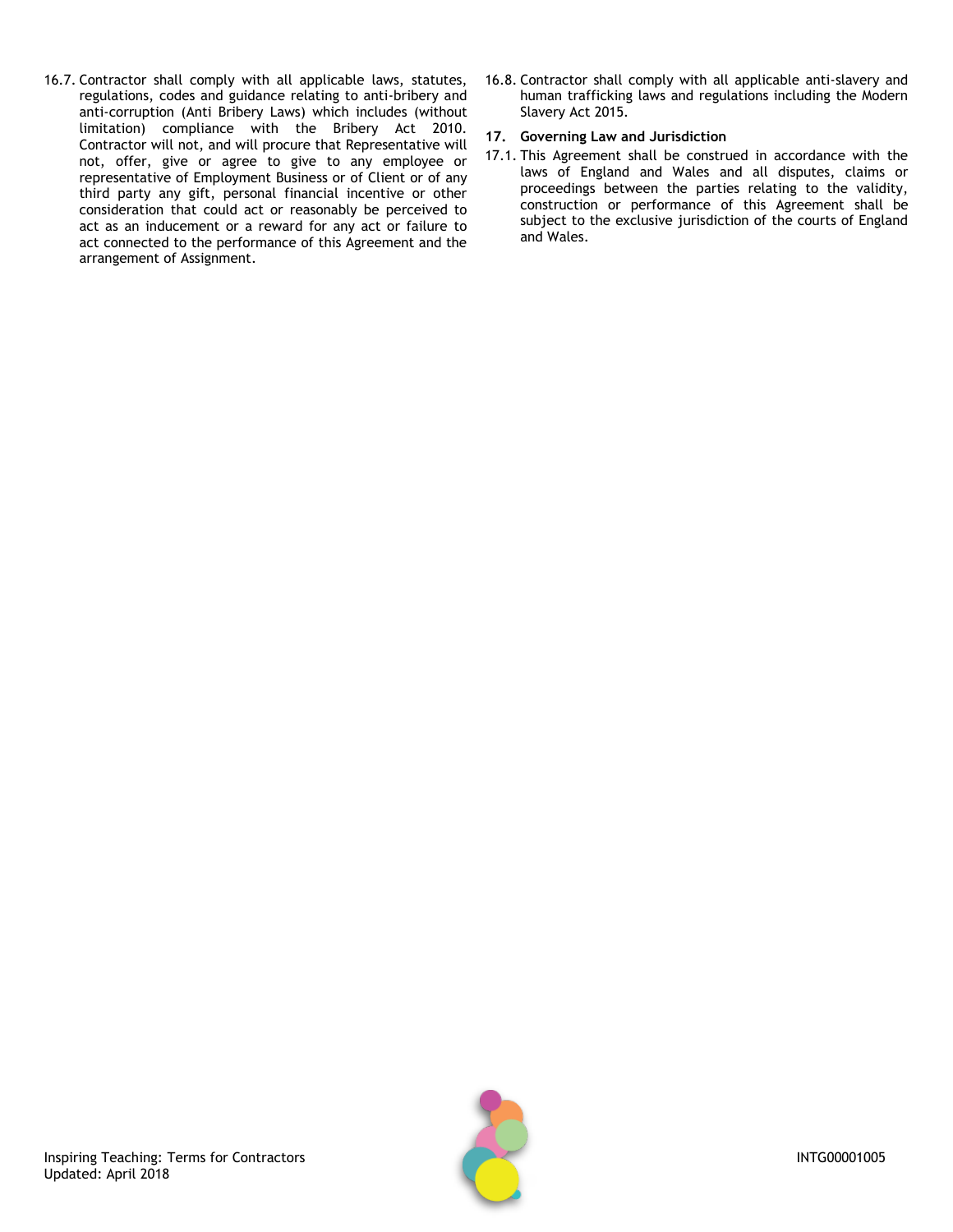16.7. Contractor shall comply with all applicable laws, statutes, regulations, codes and guidance relating to anti-bribery and anti-corruption (Anti Bribery Laws) which includes (without limitation) compliance with the Bribery Act 2010. Contractor will not, and will procure that Representative will not, offer, give or agree to give to any employee or representative of Employment Business or of Client or of any third party any gift, personal financial incentive or other consideration that could act or reasonably be perceived to act as an inducement or a reward for any act or failure to act connected to the performance of this Agreement and the arrangement of Assignment.

16.8. Contractor shall comply with all applicable anti-slavery and human trafficking laws and regulations including the Modern Slavery Act 2015.

**17. Governing Law and Jurisdiction**

17.1. This Agreement shall be construed in accordance with the laws of England and Wales and all disputes, claims or proceedings between the parties relating to the validity, construction or performance of this Agreement shall be subject to the exclusive jurisdiction of the courts of England and Wales.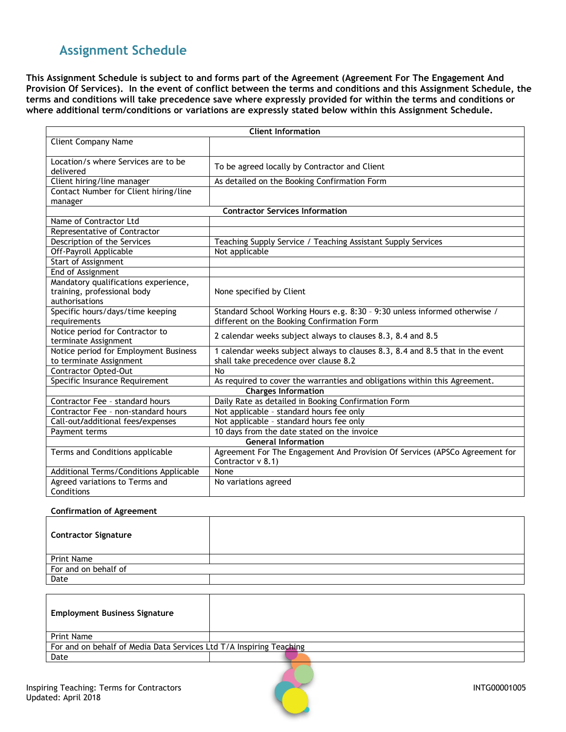## Assignment Schedule

**This Assignment Schedule is subject to and forms part of the Agreement (Agreement For The Engagement And Provision Of Services). In the event of conflict between the terms and conditions and this Assignment Schedule, the terms and conditions will take precedence save where expressly provided for within the terms and conditions or where additional term/conditions or variations are expressly stated below within this Assignment Schedule.**

| | |
|---|---|
| **Client Information** | |
| Client Company Name | |
| Location/s where Services are to be delivered | To be agreed locally by Contractor and Client |
| Client hiring/line manager | As detailed on the Booking Confirmation Form |
| Contact Number for Client hiring/line manager | |
| **Contractor Services Information** | |
| Name of Contractor Ltd | |
| Representative of Contractor | |
| Description of the Services | Teaching Supply Service / Teaching Assistant Supply Services |
| Off-Payroll Applicable | Not applicable |
| Start of Assignment | |
| End of Assignment | |
| Mandatory qualifications experience, training, professional body authorisations | None specified by Client |
| Specific hours/days/time keeping requirements | Standard School Working Hours e.g. 8:30 – 9:30 unless informed otherwise / different on the Booking Confirmation Form |
| Notice period for Contractor to terminate Assignment | 2 calendar weeks subject always to clauses 8.3, 8.4 and 8.5 |
| Notice period for Employment Business to terminate Assignment | 1 calendar weeks subject always to clauses 8.3, 8.4 and 8.5 that in the event shall take precedence over clause 8.2 |
| Contractor Opted-Out | No |
| Specific Insurance Requirement | As required to cover the warranties and obligations within this Agreement. |
| **Charges Information** | |
| Contractor Fee – standard hours | Daily Rate as detailed in Booking Confirmation Form |
| Contractor Fee – non-standard hours | Not applicable – standard hours fee only |
| Call-out/additional fees/expenses | Not applicable – standard hours fee only |
| Payment terms | 10 days from the date stated on the invoice |
| **General Information** | |
| Terms and Conditions applicable | Agreement For The Engagement And Provision Of Services (APSCo Agreement for Contractor v 8.1) |
| Additional Terms/Conditions Applicable | None |
| Agreed variations to Terms and Conditions | No variations agreed |

**Confirmation of Agreement**

| | |
|---|---|
| **Contractor Signature** | |
| Print Name | |
| For and on behalf of | |
| Date | |

| | |
|---|---|
| **Employment Business Signature** | |
| Print Name | |
| For and on behalf of Media Data Services Ltd T/A Inspiring Teaching | |
| Date | |

Inspiring Teaching: Terms for Contractors
Updated: April 2018

INTG00001005